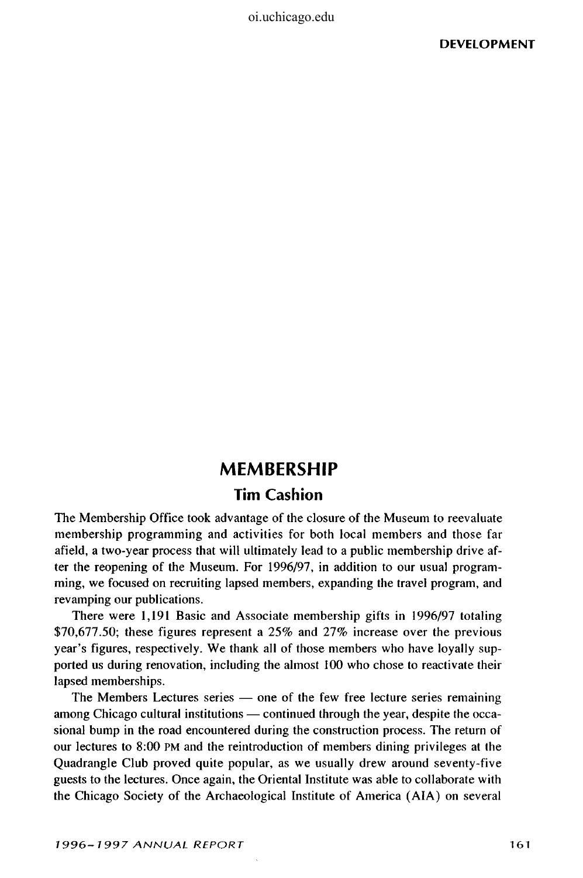# MEMBERSHIP

## Tim Cashion

The Membership Office took advantage of the closure of the Museum to reevaluate membership programming and activities for both local members and those far afield, a two-year process that will ultimately lead to a public membership drive after the reopening of the Museum. For 1996/97, in addition to our usual programming, we focused on recruiting lapsed members, expanding the travel program, and revamping our publications.

There were 1,191 Basic and Associate membership gifts in 1996/97 totaling $70,677.50; these figures represent a 25% and 27% increase over the previous year's figures, respectively. We thank all of those members who have loyally supported us during renovation, including the almost 100 who chose to reactivate their lapsed memberships.

The Members Lectures series — one of the few free lecture series remaining among Chicago cultural institutions — continued through the year, despite the occasional bump in the road encountered during the construction process. The return of our lectures to 8:00 PM and the reintroduction of members dining privileges at the Quadrangle Club proved quite popular, as we usually drew around seventy-five guests to the lectures. Once again, the Oriental Institute was able to collaborate with the Chicago Society of the Archaeological Institute of America (AIA) on several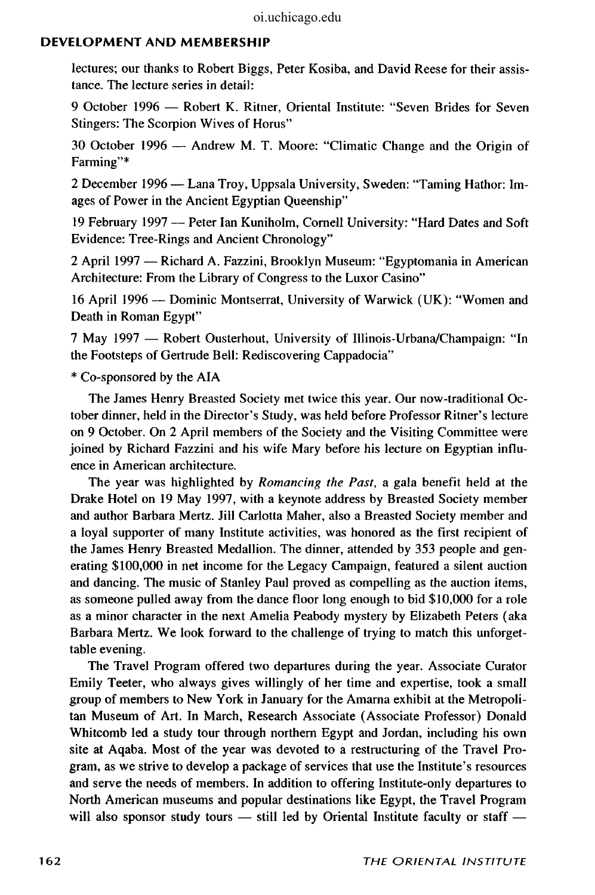lectures; our thanks to Robert Biggs, Peter Kosiba, and David Reese for their assistance. The lecture series in detail:

9 October 1996 — Robert K. Ritner, Oriental Institute: "Seven Brides for Seven Stingers: The Scorpion Wives of Horus"

30 October 1996 — Andrew M. T. Moore: "Climatic Change and the Origin of Farming"*

2 December 1996 — Lana Troy, Uppsala University, Sweden: "Taming Hathor: Images of Power in the Ancient Egyptian Queenship"

19 February 1997 — Peter Ian Kuniholm, Cornell University: "Hard Dates and Soft Evidence: Tree-Rings and Ancient Chronology"

2 April 1997 — Richard A. Fazzini, Brooklyn Museum: "Egyptomania in American Architecture: From the Library of Congress to the Luxor Casino"

16 April 1996 — Dominic Montserrat, University of Warwick (UK): "Women and Death in Roman Egypt"

7 May 1997 — Robert Ousterhout, University of Illinois-Urbana/Champaign: "In the Footsteps of Gertrude Bell: Rediscovering Cappadocia"

* Co-sponsored by the AIA

The James Henry Breasted Society met twice this year. Our now-traditional October dinner, held in the Director's Study, was held before Professor Ritner's lecture on 9 October. On 2 April members of the Society and the Visiting Committee were joined by Richard Fazzini and his wife Mary before his lecture on Egyptian influence in American architecture.

The year was highlighted by *Romancing the Past*, a gala benefit held at the Drake Hotel on 19 May 1997, with a keynote address by Breasted Society member and author Barbara Mertz. Jill Carlotta Maher, also a Breasted Society member and a loyal supporter of many Institute activities, was honored as the first recipient of the James Henry Breasted Medallion. The dinner, attended by 353 people and generating $100,000 in net income for the Legacy Campaign, featured a silent auction and dancing. The music of Stanley Paul proved as compelling as the auction items, as someone pulled away from the dance floor long enough to bid $10,000 for a role as a minor character in the next Amelia Peabody mystery by Elizabeth Peters (aka Barbara Mertz. We look forward to the challenge of trying to match this unforgettable evening.

The Travel Program offered two departures during the year. Associate Curator Emily Teeter, who always gives willingly of her time and expertise, took a small group of members to New York in January for the Amarna exhibit at the Metropolitan Museum of Art. In March, Research Associate (Associate Professor) Donald Whitcomb led a study tour through northern Egypt and Jordan, including his own site at Aqaba. Most of the year was devoted to a restructuring of the Travel Program, as we strive to develop a package of services that use the Institute's resources and serve the needs of members. In addition to offering Institute-only departures to North American museums and popular destinations like Egypt, the Travel Program will also sponsor study tours — still led by Oriental Institute faculty or staff —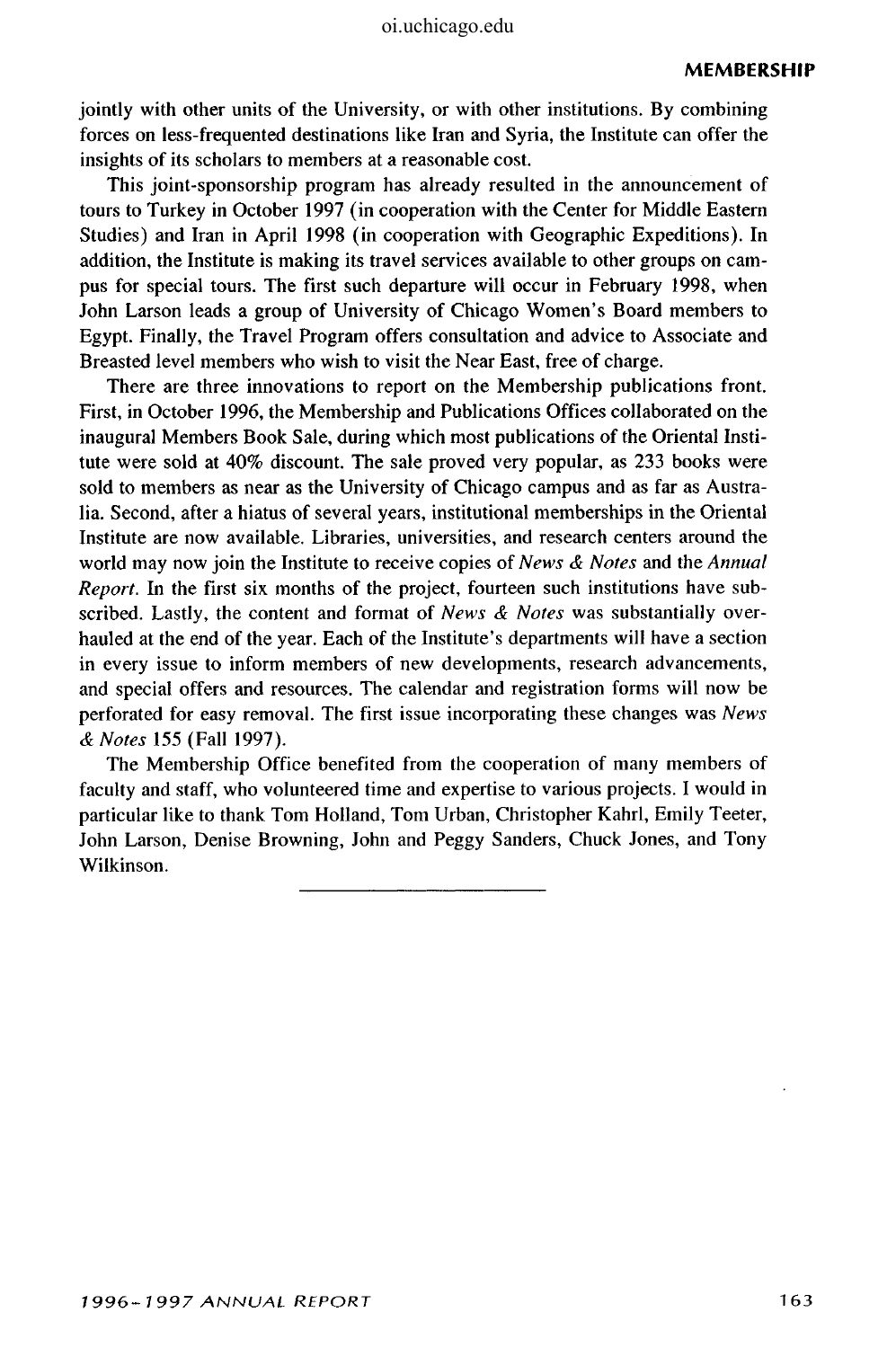jointly with other units of the University, or with other institutions. By combining forces on less-frequented destinations like Iran and Syria, the Institute can offer the insights of its scholars to members at a reasonable cost.

This joint-sponsorship program has already resulted in the announcement of tours to Turkey in October 1997 (in cooperation with the Center for Middle Eastern Studies) and Iran in April 1998 (in cooperation with Geographic Expeditions). In addition, the Institute is making its travel services available to other groups on campus for special tours. The first such departure will occur in February 1998, when John Larson leads a group of University of Chicago Women's Board members to Egypt. Finally, the Travel Program offers consultation and advice to Associate and Breasted level members who wish to visit the Near East, free of charge.

There are three innovations to report on the Membership publications front. First, in October 1996, the Membership and Publications Offices collaborated on the inaugural Members Book Sale, during which most publications of the Oriental Institute were sold at 40% discount. The sale proved very popular, as 233 books were sold to members as near as the University of Chicago campus and as far as Australia. Second, after a hiatus of several years, institutional memberships in the Oriental Institute are now available. Libraries, universities, and research centers around the world may now join the Institute to receive copies of *News & Notes* and the *Annual Report*. In the first six months of the project, fourteen such institutions have subscribed. Lastly, the content and format of *News & Notes* was substantially overhauled at the end of the year. Each of the Institute's departments will have a section in every issue to inform members of new developments, research advancements, and special offers and resources. The calendar and registration forms will now be perforated for easy removal. The first issue incorporating these changes was *News & Notes* 155 (Fall 1997).

The Membership Office benefited from the cooperation of many members of faculty and staff, who volunteered time and expertise to various projects. I would in particular like to thank Tom Holland, Tom Urban, Christopher Kahrl, Emily Teeter, John Larson, Denise Browning, John and Peggy Sanders, Chuck Jones, and Tony Wilkinson.

---